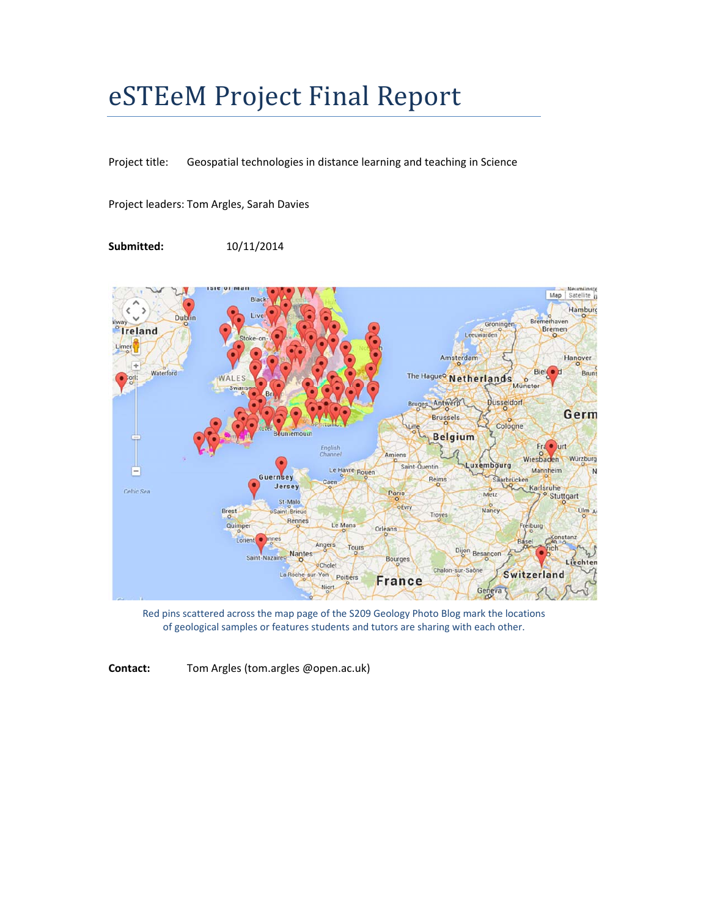# eSTEeM Project Final Report

Project title: Geospatial technologies in distance learning and teaching in Science

Project leaders: Tom Argles, Sarah Davies

**Submitted:** 10/11/2014

Red pins scattered across the map page of the S209 Geology Photo Blog mark the locations of geological samples or features students and tutors are sharing with each other.

**Contact:** Tom Argles (tom.argles @open.ac.uk)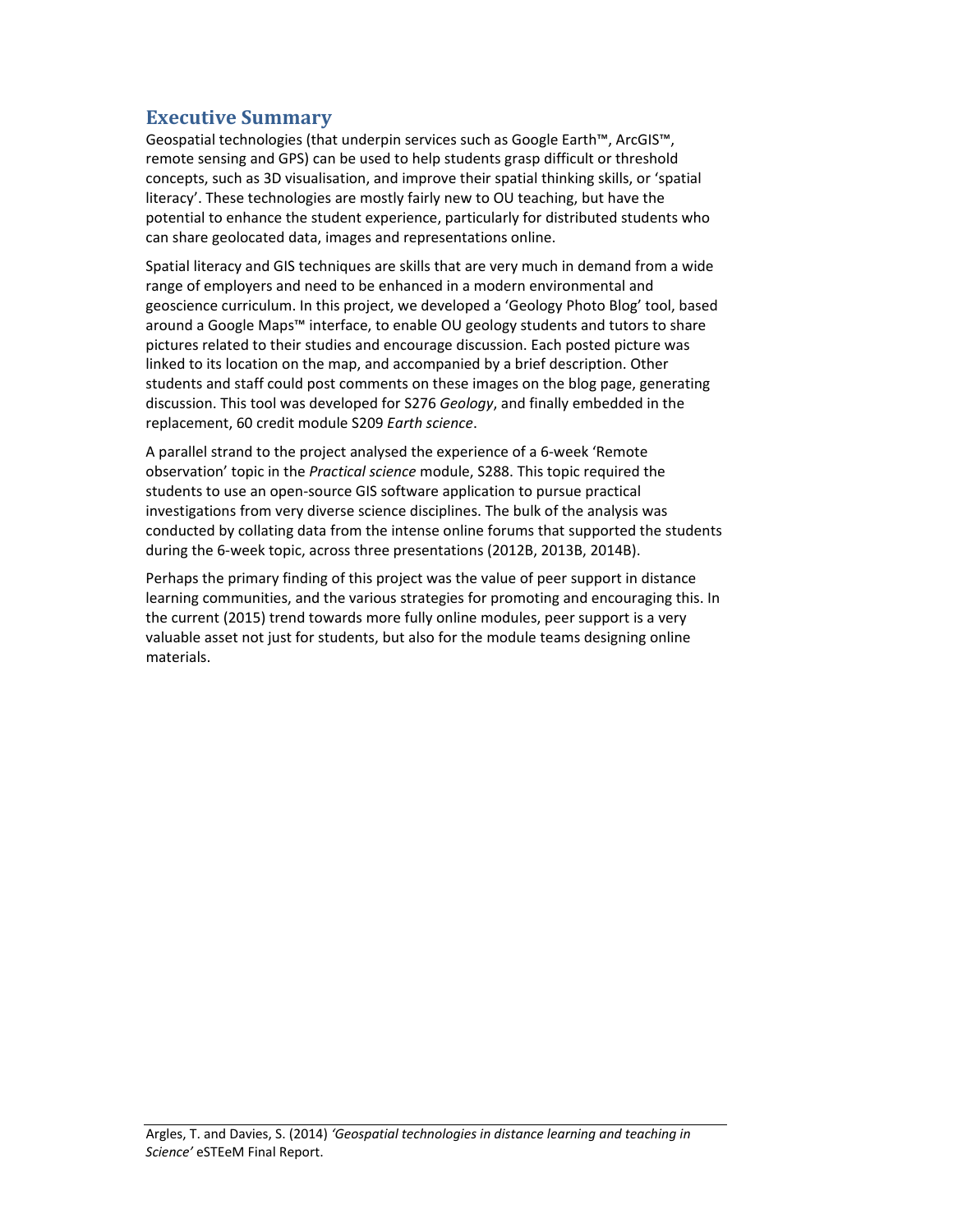## Executive Summary

Geospatial technologies (that underpin services such as Google Earth™, ArcGIS™, remote sensing and GPS) can be used to help students grasp difficult or threshold concepts, such as 3D visualisation, and improve their spatial thinking skills, or 'spatial literacy'. These technologies are mostly fairly new to OU teaching, but have the potential to enhance the student experience, particularly for distributed students who can share geolocated data, images and representations online.

Spatial literacy and GIS techniques are skills that are very much in demand from a wide range of employers and need to be enhanced in a modern environmental and geoscience curriculum. In this project, we developed a 'Geology Photo Blog' tool, based around a Google Maps™ interface, to enable OU geology students and tutors to share pictures related to their studies and encourage discussion. Each posted picture was linked to its location on the map, and accompanied by a brief description. Other students and staff could post comments on these images on the blog page, generating discussion. This tool was developed for S276 *Geology*, and finally embedded in the replacement, 60 credit module S209 *Earth science*.

A parallel strand to the project analysed the experience of a 6-week 'Remote observation' topic in the *Practical science* module, S288. This topic required the students to use an open-source GIS software application to pursue practical investigations from very diverse science disciplines. The bulk of the analysis was conducted by collating data from the intense online forums that supported the students during the 6-week topic, across three presentations (2012B, 2013B, 2014B).

Perhaps the primary finding of this project was the value of peer support in distance learning communities, and the various strategies for promoting and encouraging this. In the current (2015) trend towards more fully online modules, peer support is a very valuable asset not just for students, but also for the module teams designing online materials.

Argles, T. and Davies, S. (2014) *'Geospatial technologies in distance learning and teaching in Science'* eSTEeM Final Report.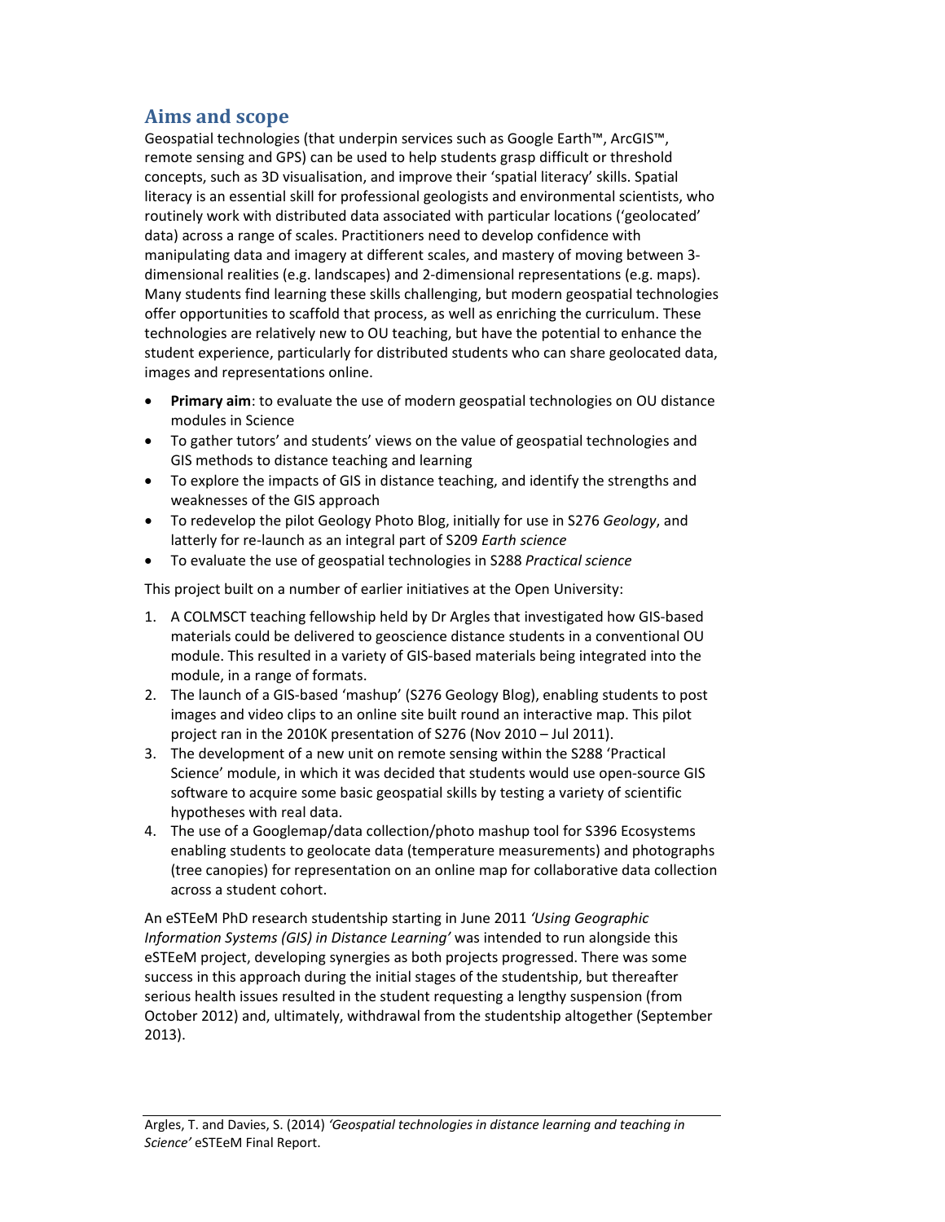## Aims and scope

Geospatial technologies (that underpin services such as Google Earth™, ArcGIS™, remote sensing and GPS) can be used to help students grasp difficult or threshold concepts, such as 3D visualisation, and improve their 'spatial literacy' skills. Spatial literacy is an essential skill for professional geologists and environmental scientists, who routinely work with distributed data associated with particular locations ('geolocated' data) across a range of scales. Practitioners need to develop confidence with manipulating data and imagery at different scales, and mastery of moving between 3-dimensional realities (e.g. landscapes) and 2-dimensional representations (e.g. maps). Many students find learning these skills challenging, but modern geospatial technologies offer opportunities to scaffold that process, as well as enriching the curriculum. These technologies are relatively new to OU teaching, but have the potential to enhance the student experience, particularly for distributed students who can share geolocated data, images and representations online.

- **Primary aim**: to evaluate the use of modern geospatial technologies on OU distance modules in Science
- To gather tutors' and students' views on the value of geospatial technologies and GIS methods to distance teaching and learning
- To explore the impacts of GIS in distance teaching, and identify the strengths and weaknesses of the GIS approach
- To redevelop the pilot Geology Photo Blog, initially for use in S276 *Geology*, and latterly for re-launch as an integral part of S209 *Earth science*
- To evaluate the use of geospatial technologies in S288 *Practical science*

This project built on a number of earlier initiatives at the Open University:

1. A COLMSCT teaching fellowship held by Dr Argles that investigated how GIS-based materials could be delivered to geoscience distance students in a conventional OU module. This resulted in a variety of GIS-based materials being integrated into the module, in a range of formats.
2. The launch of a GIS-based 'mashup' (S276 Geology Blog), enabling students to post images and video clips to an online site built round an interactive map. This pilot project ran in the 2010K presentation of S276 (Nov 2010 – Jul 2011).
3. The development of a new unit on remote sensing within the S288 'Practical Science' module, in which it was decided that students would use open-source GIS software to acquire some basic geospatial skills by testing a variety of scientific hypotheses with real data.
4. The use of a Googlemap/data collection/photo mashup tool for S396 Ecosystems enabling students to geolocate data (temperature measurements) and photographs (tree canopies) for representation on an online map for collaborative data collection across a student cohort.

An eSTEeM PhD research studentship starting in June 2011 *'Using Geographic Information Systems (GIS) in Distance Learning'* was intended to run alongside this eSTEeM project, developing synergies as both projects progressed. There was some success in this approach during the initial stages of the studentship, but thereafter serious health issues resulted in the student requesting a lengthy suspension (from October 2012) and, ultimately, withdrawal from the studentship altogether (September 2013).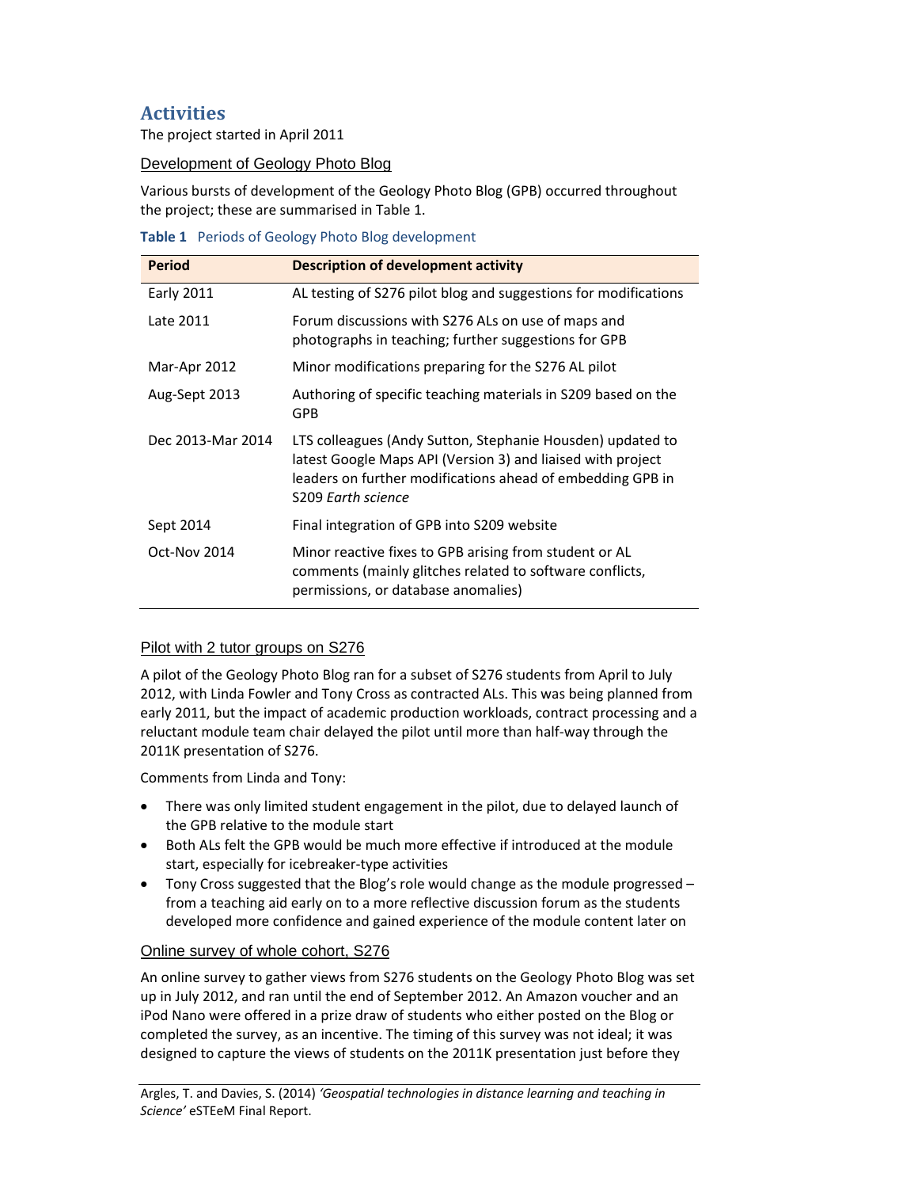## Activities

The project started in April 2011

### Development of Geology Photo Blog

Various bursts of development of the Geology Photo Blog (GPB) occurred throughout the project; these are summarised in Table 1.

**Table 1** Periods of Geology Photo Blog development

| Period | Description of development activity |
|---|---|
| Early 2011 | AL testing of S276 pilot blog and suggestions for modifications |
| Late 2011 | Forum discussions with S276 ALs on use of maps and photographs in teaching; further suggestions for GPB |
| Mar-Apr 2012 | Minor modifications preparing for the S276 AL pilot |
| Aug-Sept 2013 | Authoring of specific teaching materials in S209 based on the GPB |
| Dec 2013-Mar 2014 | LTS colleagues (Andy Sutton, Stephanie Housden) updated to latest Google Maps API (Version 3) and liaised with project leaders on further modifications ahead of embedding GPB in S209 *Earth science* |
| Sept 2014 | Final integration of GPB into S209 website |
| Oct-Nov 2014 | Minor reactive fixes to GPB arising from student or AL comments (mainly glitches related to software conflicts, permissions, or database anomalies) |

### Pilot with 2 tutor groups on S276

A pilot of the Geology Photo Blog ran for a subset of S276 students from April to July 2012, with Linda Fowler and Tony Cross as contracted ALs. This was being planned from early 2011, but the impact of academic production workloads, contract processing and a reluctant module team chair delayed the pilot until more than half-way through the 2011K presentation of S276.

Comments from Linda and Tony:

- There was only limited student engagement in the pilot, due to delayed launch of the GPB relative to the module start
- Both ALs felt the GPB would be much more effective if introduced at the module start, especially for icebreaker-type activities
- Tony Cross suggested that the Blog's role would change as the module progressed – from a teaching aid early on to a more reflective discussion forum as the students developed more confidence and gained experience of the module content later on

### Online survey of whole cohort, S276

An online survey to gather views from S276 students on the Geology Photo Blog was set up in July 2012, and ran until the end of September 2012. An Amazon voucher and an iPod Nano were offered in a prize draw of students who either posted on the Blog or completed the survey, as an incentive. The timing of this survey was not ideal; it was designed to capture the views of students on the 2011K presentation just before they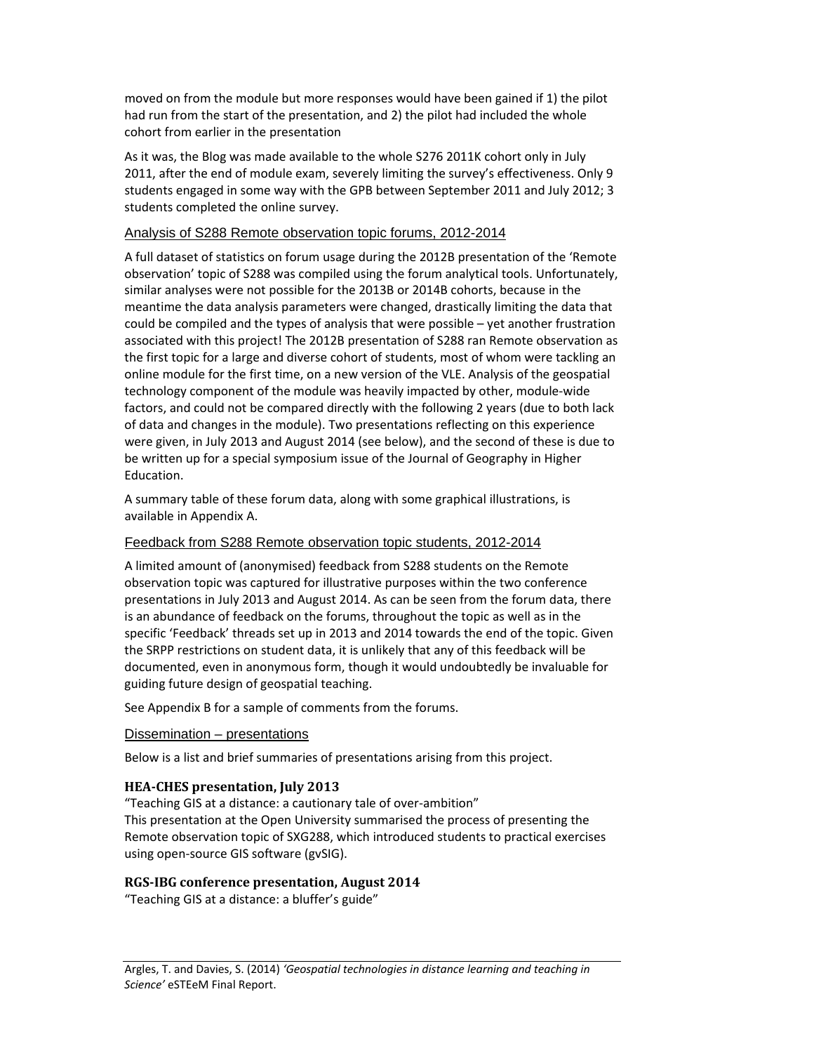moved on from the module but more responses would have been gained if 1) the pilot had run from the start of the presentation, and 2) the pilot had included the whole cohort from earlier in the presentation

As it was, the Blog was made available to the whole S276 2011K cohort only in July 2011, after the end of module exam, severely limiting the survey's effectiveness. Only 9 students engaged in some way with the GPB between September 2011 and July 2012; 3 students completed the online survey.

## Analysis of S288 Remote observation topic forums, 2012-2014

A full dataset of statistics on forum usage during the 2012B presentation of the 'Remote observation' topic of S288 was compiled using the forum analytical tools. Unfortunately, similar analyses were not possible for the 2013B or 2014B cohorts, because in the meantime the data analysis parameters were changed, drastically limiting the data that could be compiled and the types of analysis that were possible – yet another frustration associated with this project! The 2012B presentation of S288 ran Remote observation as the first topic for a large and diverse cohort of students, most of whom were tackling an online module for the first time, on a new version of the VLE. Analysis of the geospatial technology component of the module was heavily impacted by other, module-wide factors, and could not be compared directly with the following 2 years (due to both lack of data and changes in the module). Two presentations reflecting on this experience were given, in July 2013 and August 2014 (see below), and the second of these is due to be written up for a special symposium issue of the Journal of Geography in Higher Education.

A summary table of these forum data, along with some graphical illustrations, is available in Appendix A.

## Feedback from S288 Remote observation topic students, 2012-2014

A limited amount of (anonymised) feedback from S288 students on the Remote observation topic was captured for illustrative purposes within the two conference presentations in July 2013 and August 2014. As can be seen from the forum data, there is an abundance of feedback on the forums, throughout the topic as well as in the specific 'Feedback' threads set up in 2013 and 2014 towards the end of the topic. Given the SRPP restrictions on student data, it is unlikely that any of this feedback will be documented, even in anonymous form, though it would undoubtedly be invaluable for guiding future design of geospatial teaching.

See Appendix B for a sample of comments from the forums.

## Dissemination – presentations

Below is a list and brief summaries of presentations arising from this project.

### HEA-CHES presentation, July 2013

"Teaching GIS at a distance: a cautionary tale of over-ambition"
This presentation at the Open University summarised the process of presenting the Remote observation topic of SXG288, which introduced students to practical exercises using open-source GIS software (gvSIG).

### RGS-IBG conference presentation, August 2014

"Teaching GIS at a distance: a bluffer's guide"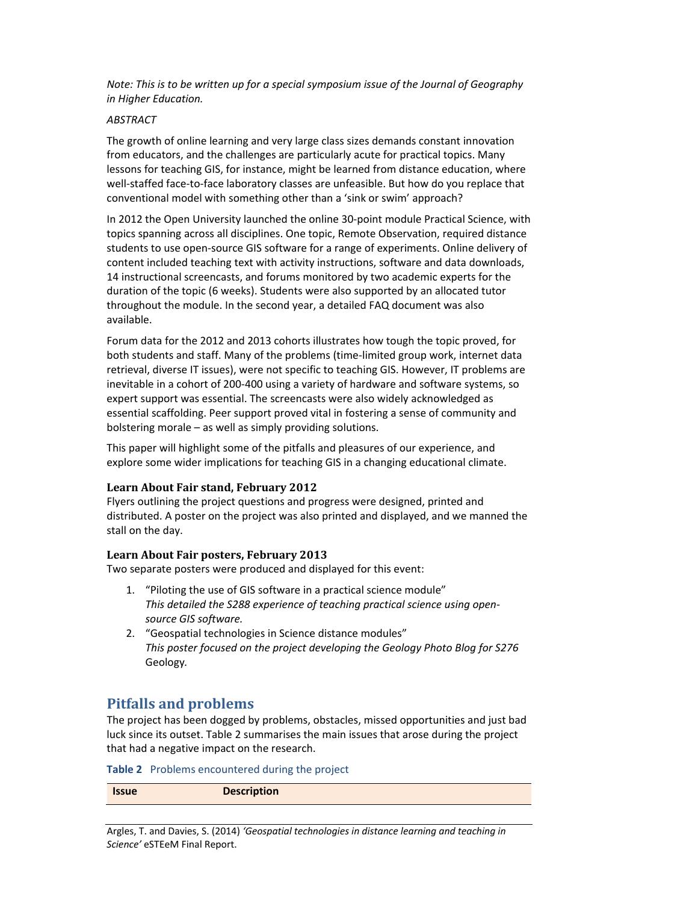*Note: This is to be written up for a special symposium issue of the Journal of Geography in Higher Education.*

*ABSTRACT*

The growth of online learning and very large class sizes demands constant innovation from educators, and the challenges are particularly acute for practical topics. Many lessons for teaching GIS, for instance, might be learned from distance education, where well-staffed face-to-face laboratory classes are unfeasible. But how do you replace that conventional model with something other than a 'sink or swim' approach?

In 2012 the Open University launched the online 30-point module Practical Science, with topics spanning across all disciplines. One topic, Remote Observation, required distance students to use open-source GIS software for a range of experiments. Online delivery of content included teaching text with activity instructions, software and data downloads, 14 instructional screencasts, and forums monitored by two academic experts for the duration of the topic (6 weeks). Students were also supported by an allocated tutor throughout the module. In the second year, a detailed FAQ document was also available.

Forum data for the 2012 and 2013 cohorts illustrates how tough the topic proved, for both students and staff. Many of the problems (time-limited group work, internet data retrieval, diverse IT issues), were not specific to teaching GIS. However, IT problems are inevitable in a cohort of 200-400 using a variety of hardware and software systems, so expert support was essential. The screencasts were also widely acknowledged as essential scaffolding. Peer support proved vital in fostering a sense of community and bolstering morale – as well as simply providing solutions.

This paper will highlight some of the pitfalls and pleasures of our experience, and explore some wider implications for teaching GIS in a changing educational climate.

### Learn About Fair stand, February 2012

Flyers outlining the project questions and progress were designed, printed and distributed. A poster on the project was also printed and displayed, and we manned the stall on the day.

### Learn About Fair posters, February 2013

Two separate posters were produced and displayed for this event:

1. "Piloting the use of GIS software in a practical science module"
   *This detailed the S288 experience of teaching practical science using open-source GIS software.*
2. "Geospatial technologies in Science distance modules"
   *This poster focused on the project developing the Geology Photo Blog for S276* Geology*.*

## Pitfalls and problems

The project has been dogged by problems, obstacles, missed opportunities and just bad luck since its outset. Table 2 summarises the main issues that arose during the project that had a negative impact on the research.

**Table 2** Problems encountered during the project

| Issue | Description |
|---|---|

Argles, T. and Davies, S. (2014) *'Geospatial technologies in distance learning and teaching in Science'* eSTEeM Final Report.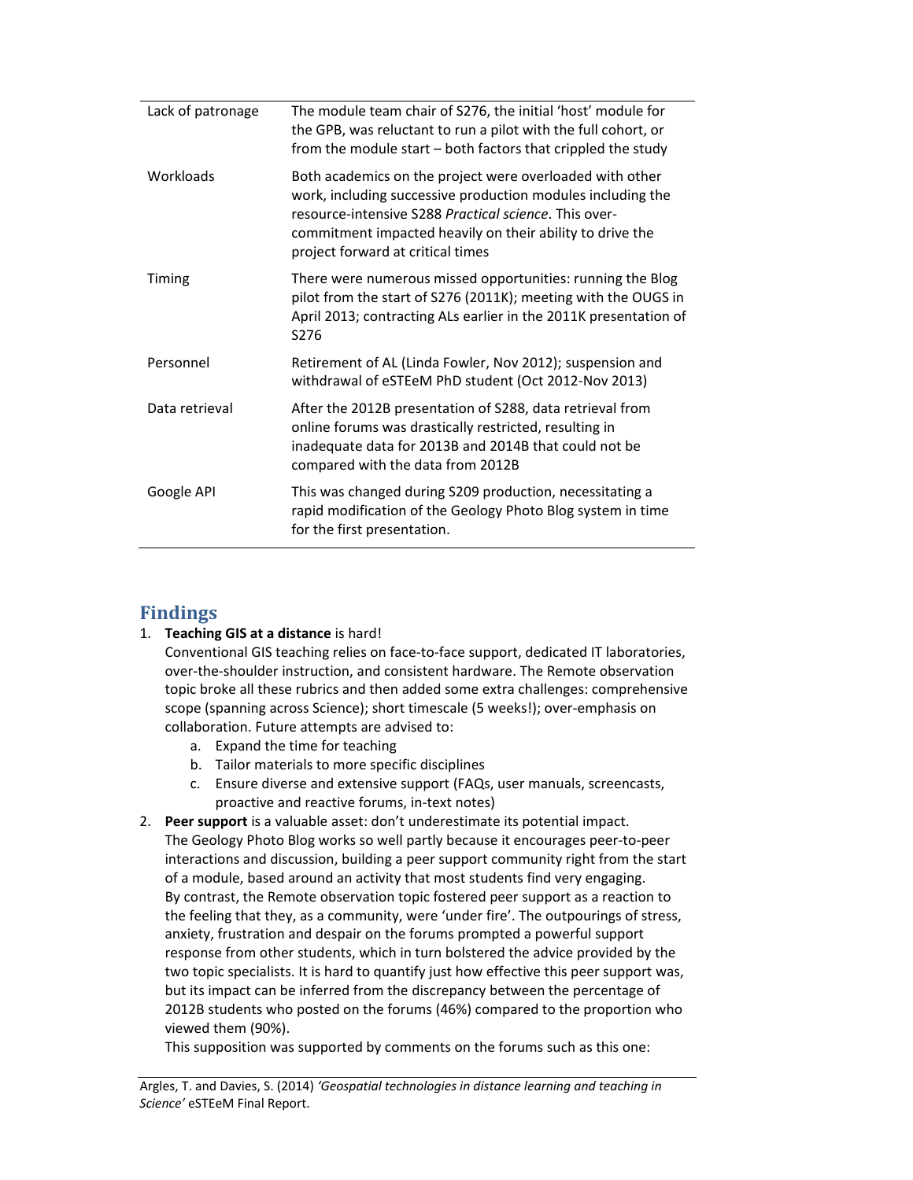| | |
|---|---|
| Lack of patronage | The module team chair of S276, the initial 'host' module for the GPB, was reluctant to run a pilot with the full cohort, or from the module start – both factors that crippled the study |
| Workloads | Both academics on the project were overloaded with other work, including successive production modules including the resource-intensive S288 *Practical science*. This over-commitment impacted heavily on their ability to drive the project forward at critical times |
| Timing | There were numerous missed opportunities: running the Blog pilot from the start of S276 (2011K); meeting with the OUGS in April 2013; contracting ALs earlier in the 2011K presentation of S276 |
| Personnel | Retirement of AL (Linda Fowler, Nov 2012); suspension and withdrawal of eSTEeM PhD student (Oct 2012-Nov 2013) |
| Data retrieval | After the 2012B presentation of S288, data retrieval from online forums was drastically restricted, resulting in inadequate data for 2013B and 2014B that could not be compared with the data from 2012B |
| Google API | This was changed during S209 production, necessitating a rapid modification of the Geology Photo Blog system in time for the first presentation. |

## Findings

1. **Teaching GIS at a distance** is hard!
   Conventional GIS teaching relies on face-to-face support, dedicated IT laboratories, over-the-shoulder instruction, and consistent hardware. The Remote observation topic broke all these rubrics and then added some extra challenges: comprehensive scope (spanning across Science); short timescale (5 weeks!); over-emphasis on collaboration. Future attempts are advised to:
   a. Expand the time for teaching
   b. Tailor materials to more specific disciplines
   c. Ensure diverse and extensive support (FAQs, user manuals, screencasts, proactive and reactive forums, in-text notes)
2. **Peer support** is a valuable asset: don't underestimate its potential impact.
   The Geology Photo Blog works so well partly because it encourages peer-to-peer interactions and discussion, building a peer support community right from the start of a module, based around an activity that most students find very engaging.
   By contrast, the Remote observation topic fostered peer support as a reaction to the feeling that they, as a community, were 'under fire'. The outpourings of stress, anxiety, frustration and despair on the forums prompted a powerful support response from other students, which in turn bolstered the advice provided by the two topic specialists. It is hard to quantify just how effective this peer support was, but its impact can be inferred from the discrepancy between the percentage of 2012B students who posted on the forums (46%) compared to the proportion who viewed them (90%).
   This supposition was supported by comments on the forums such as this one: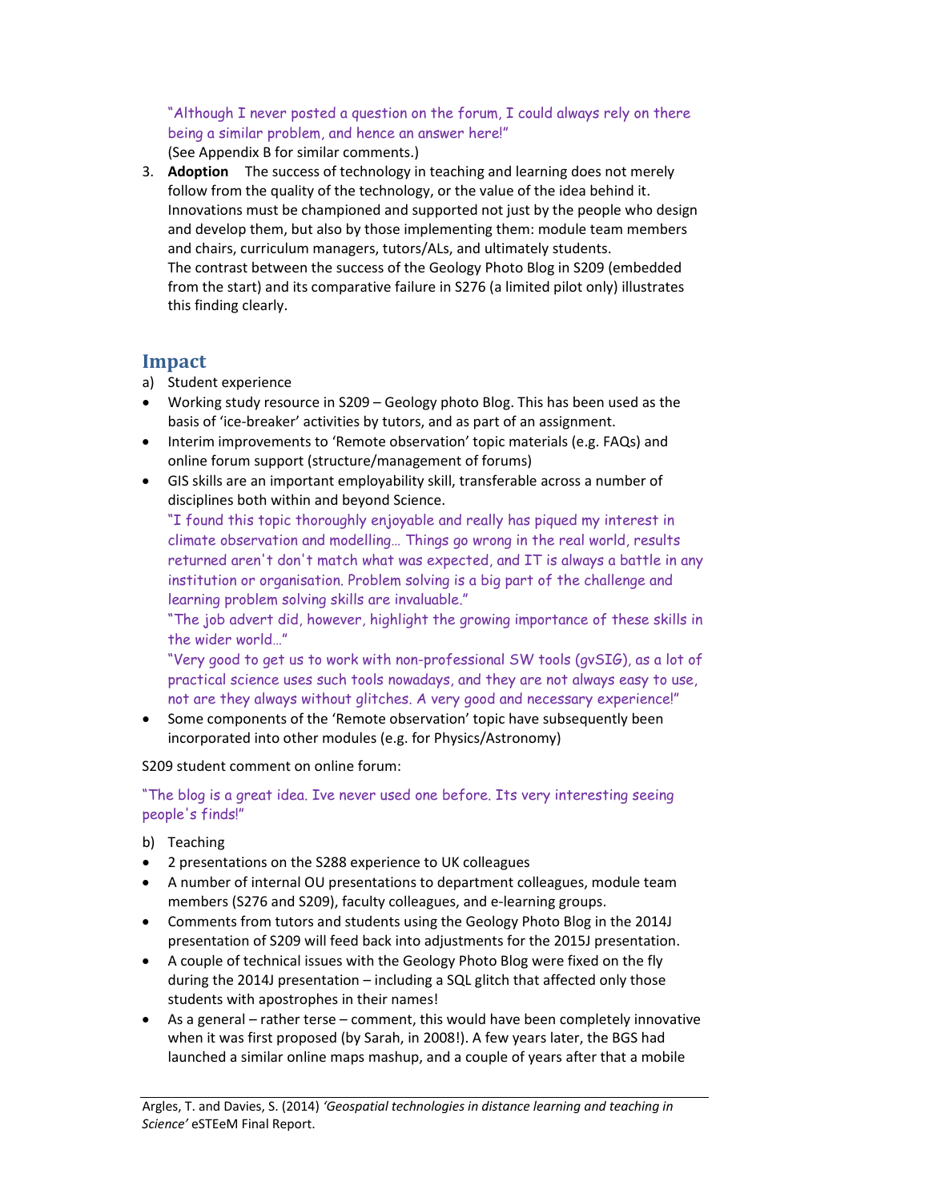"Although I never posted a question on the forum, I could always rely on there being a similar problem, and hence an answer here!"
(See Appendix B for similar comments.)

3. **Adoption** The success of technology in teaching and learning does not merely follow from the quality of the technology, or the value of the idea behind it. Innovations must be championed and supported not just by the people who design and develop them, but also by those implementing them: module team members and chairs, curriculum managers, tutors/ALs, and ultimately students.
The contrast between the success of the Geology Photo Blog in S209 (embedded from the start) and its comparative failure in S276 (a limited pilot only) illustrates this finding clearly.

## Impact

a) Student experience

- Working study resource in S209 – Geology photo Blog. This has been used as the basis of 'ice-breaker' activities by tutors, and as part of an assignment.
- Interim improvements to 'Remote observation' topic materials (e.g. FAQs) and online forum support (structure/management of forums)
- GIS skills are an important employability skill, transferable across a number of disciplines both within and beyond Science.
"I found this topic thoroughly enjoyable and really has piqued my interest in climate observation and modelling… Things go wrong in the real world, results returned aren't don't match what was expected, and IT is always a battle in any institution or organisation. Problem solving is a big part of the challenge and learning problem solving skills are invaluable."
"The job advert did, however, highlight the growing importance of these skills in the wider world…"
"Very good to get us to work with non-professional SW tools (gvSIG), as a lot of practical science uses such tools nowadays, and they are not always easy to use, not are they always without glitches. A very good and necessary experience!"
- Some components of the 'Remote observation' topic have subsequently been incorporated into other modules (e.g. for Physics/Astronomy)

S209 student comment on online forum:

"The blog is a great idea. Ive never used one before. Its very interesting seeing people's finds!"

b) Teaching

- 2 presentations on the S288 experience to UK colleagues
- A number of internal OU presentations to department colleagues, module team members (S276 and S209), faculty colleagues, and e-learning groups.
- Comments from tutors and students using the Geology Photo Blog in the 2014J presentation of S209 will feed back into adjustments for the 2015J presentation.
- A couple of technical issues with the Geology Photo Blog were fixed on the fly during the 2014J presentation – including a SQL glitch that affected only those students with apostrophes in their names!
- As a general – rather terse – comment, this would have been completely innovative when it was first proposed (by Sarah, in 2008!). A few years later, the BGS had launched a similar online maps mashup, and a couple of years after that a mobile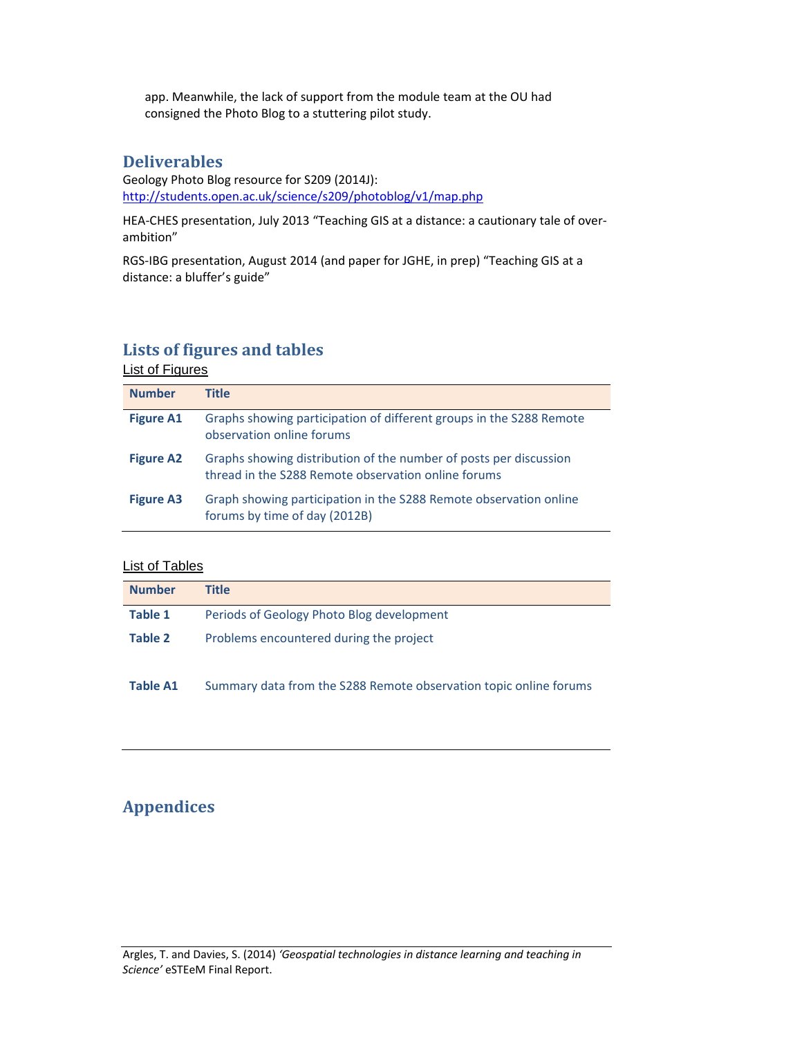app. Meanwhile, the lack of support from the module team at the OU had consigned the Photo Blog to a stuttering pilot study.

## Deliverables

Geology Photo Blog resource for S209 (2014J): http://students.open.ac.uk/science/s209/photoblog/v1/map.php

HEA-CHES presentation, July 2013 "Teaching GIS at a distance: a cautionary tale of over-ambition"

RGS-IBG presentation, August 2014 (and paper for JGHE, in prep) "Teaching GIS at a distance: a bluffer's guide"

## Lists of figures and tables

List of Figures

| Number | Title |
|---|---|
| **Figure A1** | Graphs showing participation of different groups in the S288 Remote observation online forums |
| **Figure A2** | Graphs showing distribution of the number of posts per discussion thread in the S288 Remote observation online forums |
| **Figure A3** | Graph showing participation in the S288 Remote observation online forums by time of day (2012B) |

List of Tables

| Number | Title |
|---|---|
| **Table 1** | Periods of Geology Photo Blog development |
| **Table 2** | Problems encountered during the project |
| **Table A1** | Summary data from the S288 Remote observation topic online forums |

## Appendices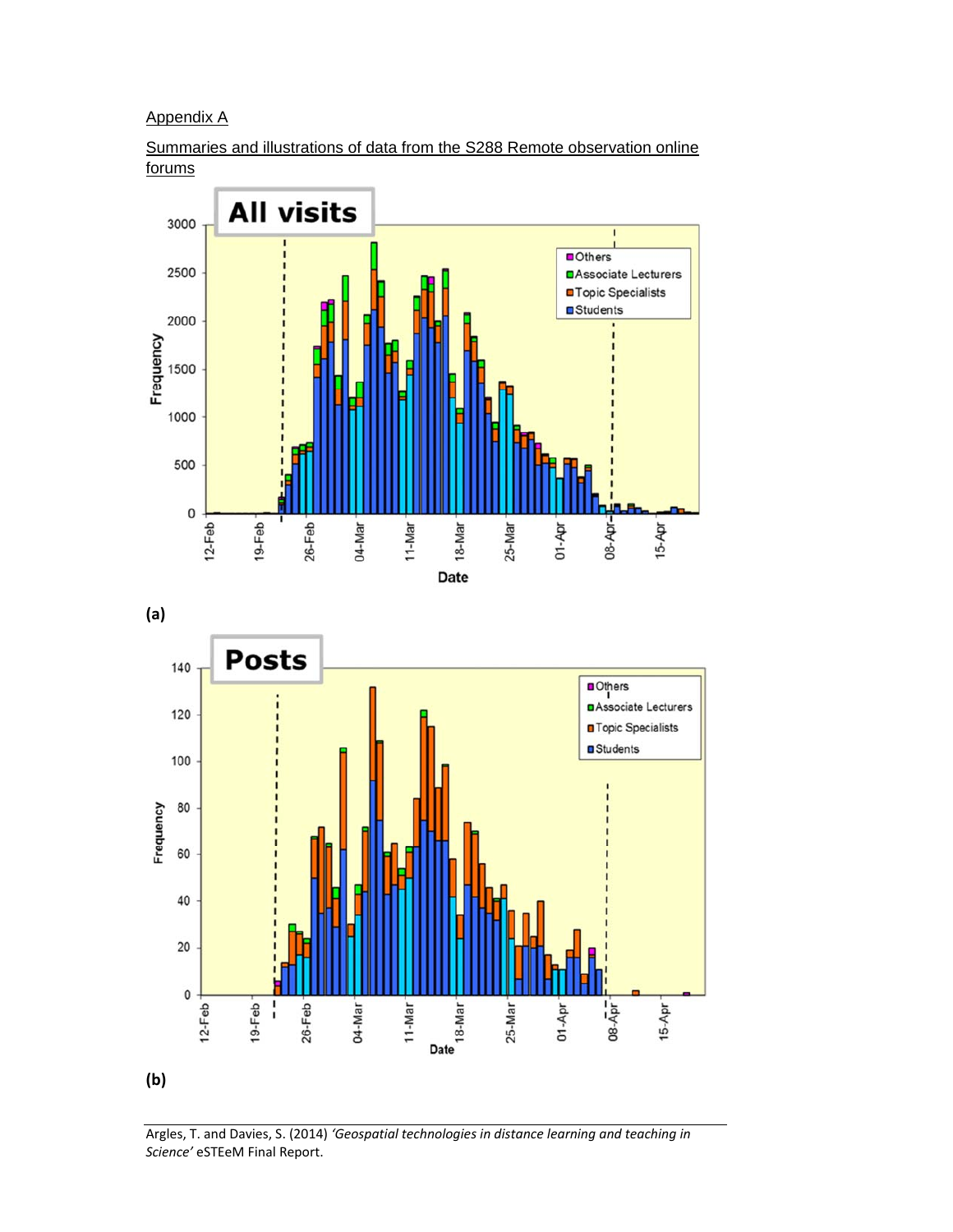Appendix A

Summaries and illustrations of data from the S288 Remote observation online forums

**(a)**

**(b)**

Argles, T. and Davies, S. (2014) *'Geospatial technologies in distance learning and teaching in Science'* eSTEeM Final Report.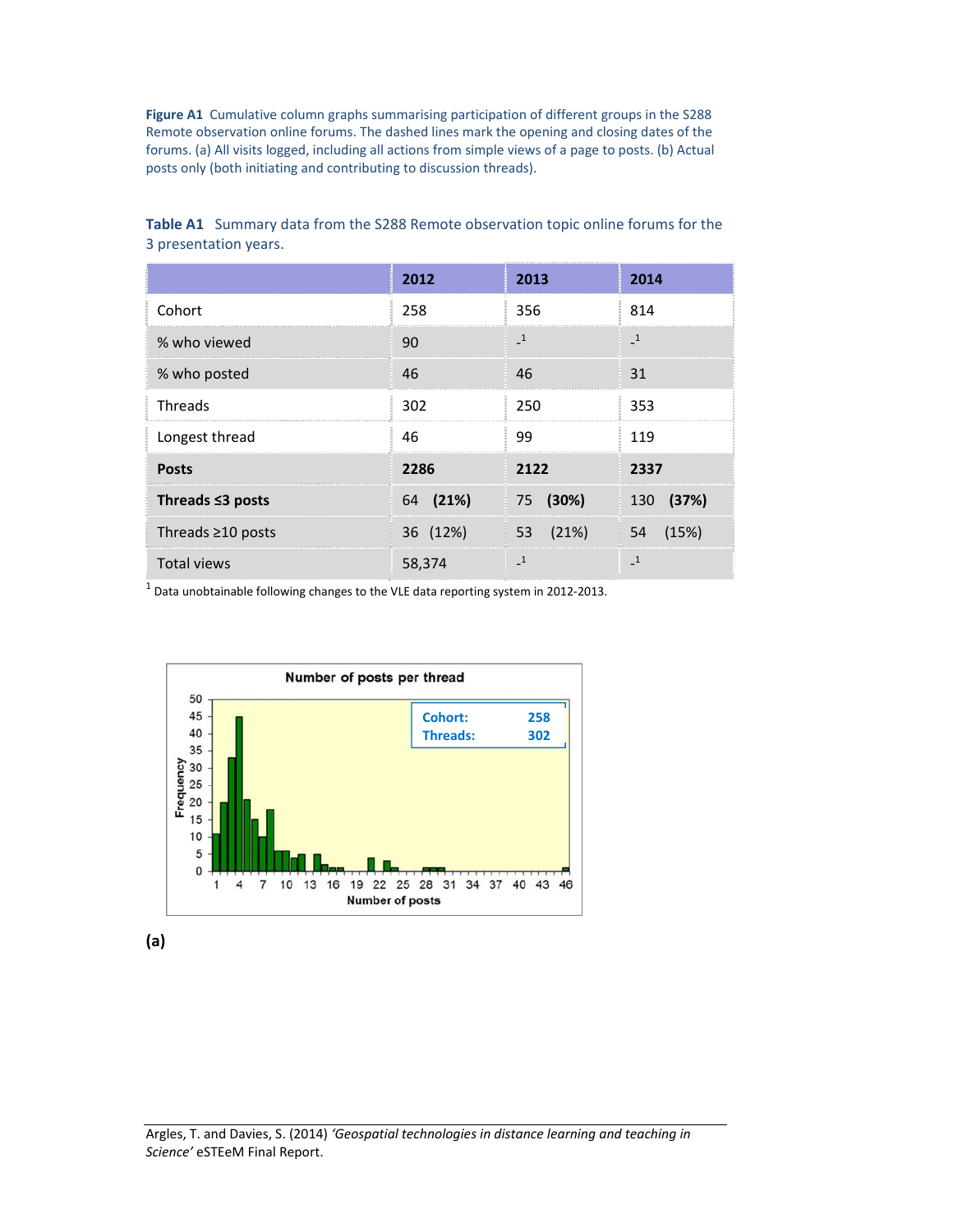**Figure A1** Cumulative column graphs summarising participation of different groups in the S288 Remote observation online forums. The dashed lines mark the opening and closing dates of the forums. (a) All visits logged, including all actions from simple views of a page to posts. (b) Actual posts only (both initiating and contributing to discussion threads).

**Table A1** Summary data from the S288 Remote observation topic online forums for the 3 presentation years.

| | **2012** | **2013** | **2014** |
|---|---|---|---|
| Cohort | 258 | 356 | 814 |
| % who viewed | 90 | -[1] | -[1] |
| % who posted | 46 | 46 | 31 |
| Threads | 302 | 250 | 353 |
| Longest thread | 46 | 99 | 119 |
| **Posts** | **2286** | **2122** | **2337** |
| **Threads ≤3 posts** | 64 **(21%)** | 75 **(30%)** | 130 **(37%)** |
| Threads ≥10 posts | 36 (12%) | 53 (21%) | 54 (15%) |
| Total views | 58,374 | -[1] | -[1] |

[1] Data unobtainable following changes to the VLE data reporting system in 2012-2013.

**(a)**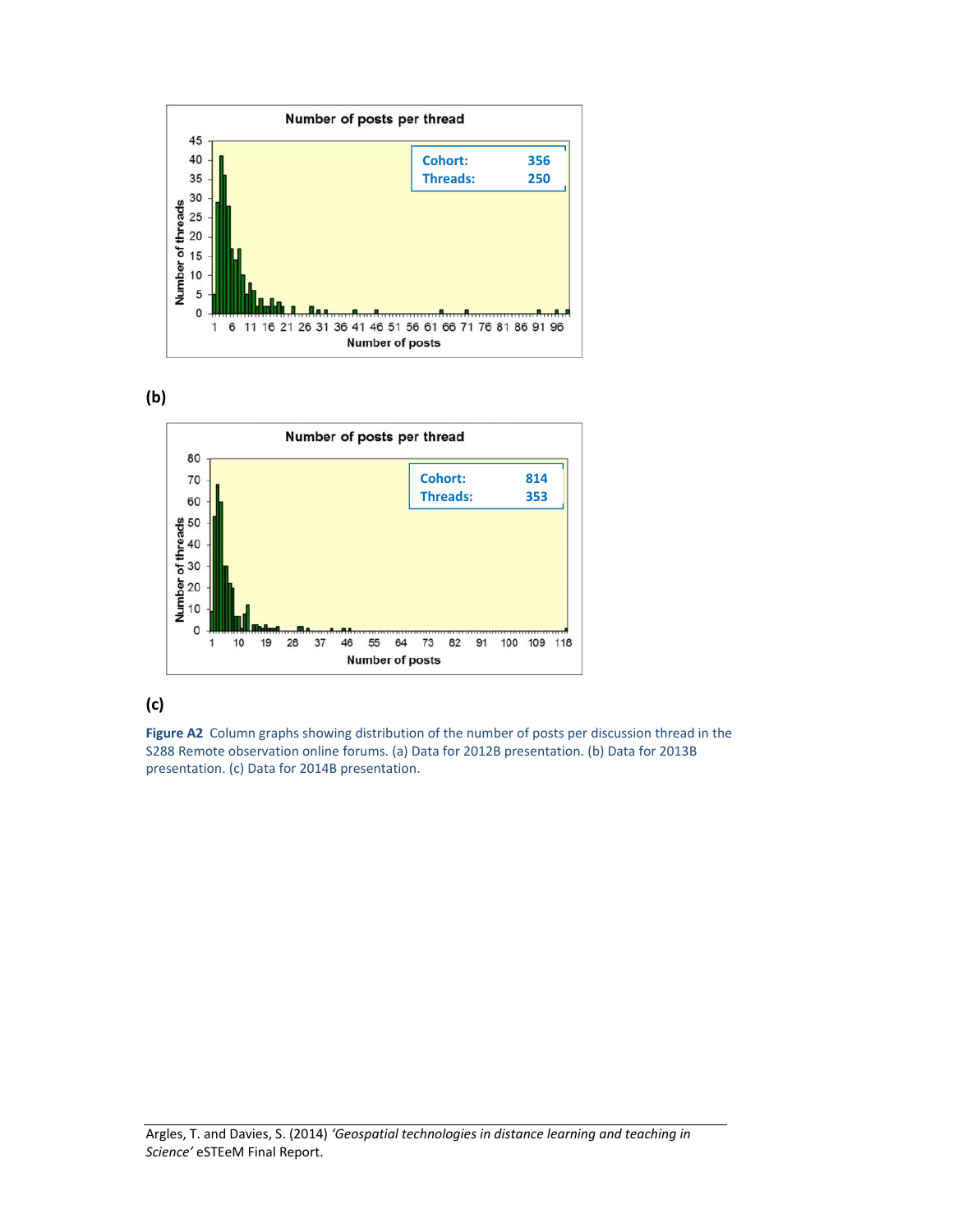**(b)**

**(c)**

**Figure A2** Column graphs showing distribution of the number of posts per discussion thread in the S288 Remote observation online forums. (a) Data for 2012B presentation. (b) Data for 2013B presentation. (c) Data for 2014B presentation.

Argles, T. and Davies, S. (2014) *'Geospatial technologies in distance learning and teaching in Science'* eSTEeM Final Report.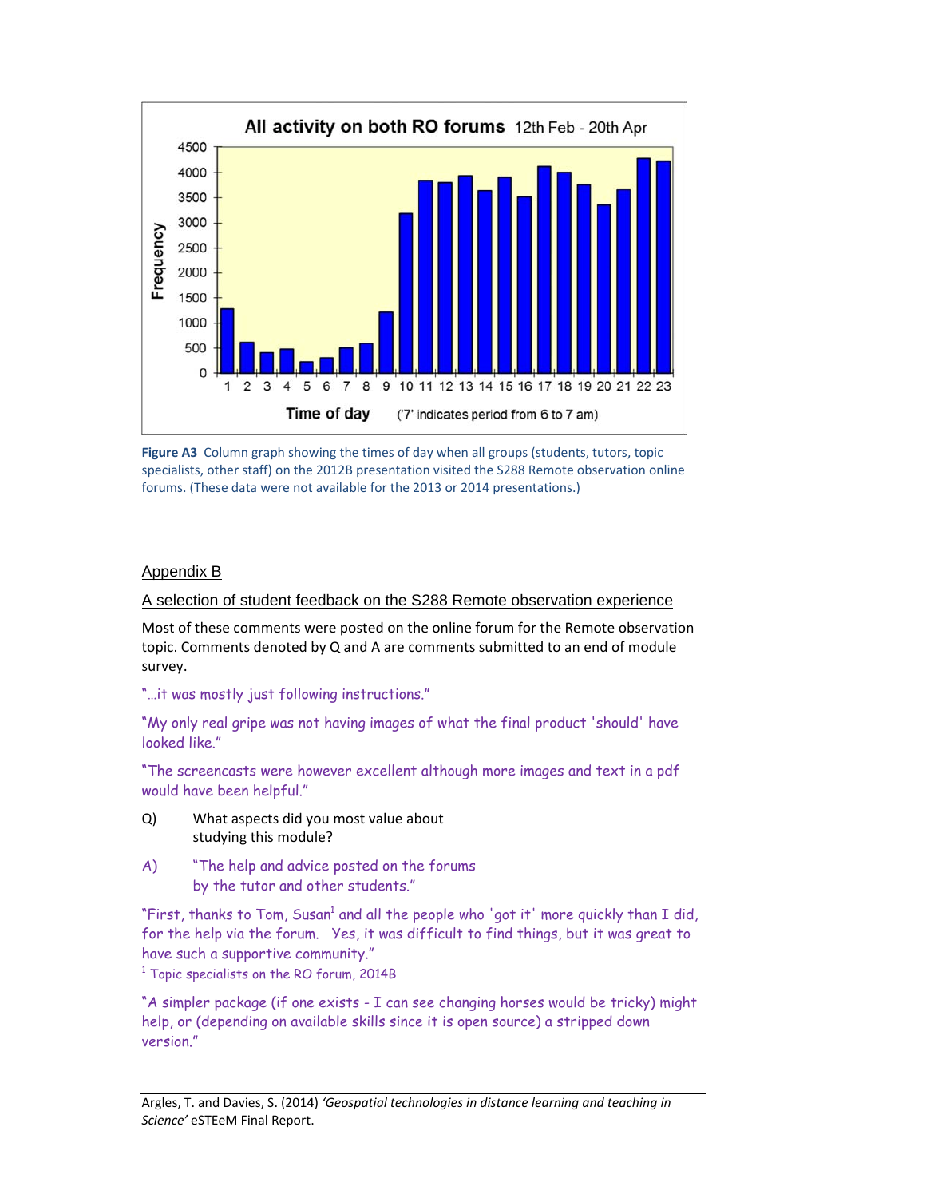**Figure A3** Column graph showing the times of day when all groups (students, tutors, topic specialists, other staff) on the 2012B presentation visited the S288 Remote observation online forums. (These data were not available for the 2013 or 2014 presentations.)

## Appendix B

### A selection of student feedback on the S288 Remote observation experience

Most of these comments were posted on the online forum for the Remote observation topic. Comments denoted by Q and A are comments submitted to an end of module survey.

"...it was mostly just following instructions."

"My only real gripe was not having images of what the final product 'should' have looked like."

"The screencasts were however excellent although more images and text in a pdf would have been helpful."

Q) What aspects did you most value about studying this module?

A) "The help and advice posted on the forums by the tutor and other students."

"First, thanks to Tom, Susan[1] and all the people who 'got it' more quickly than I did, for the help via the forum. Yes, it was difficult to find things, but it was great to have such a supportive community."

[1] Topic specialists on the RO forum, 2014B

"A simpler package (if one exists - I can see changing horses would be tricky) might help, or (depending on available skills since it is open source) a stripped down version."

Argles, T. and Davies, S. (2014) *'Geospatial technologies in distance learning and teaching in Science'* eSTEeM Final Report.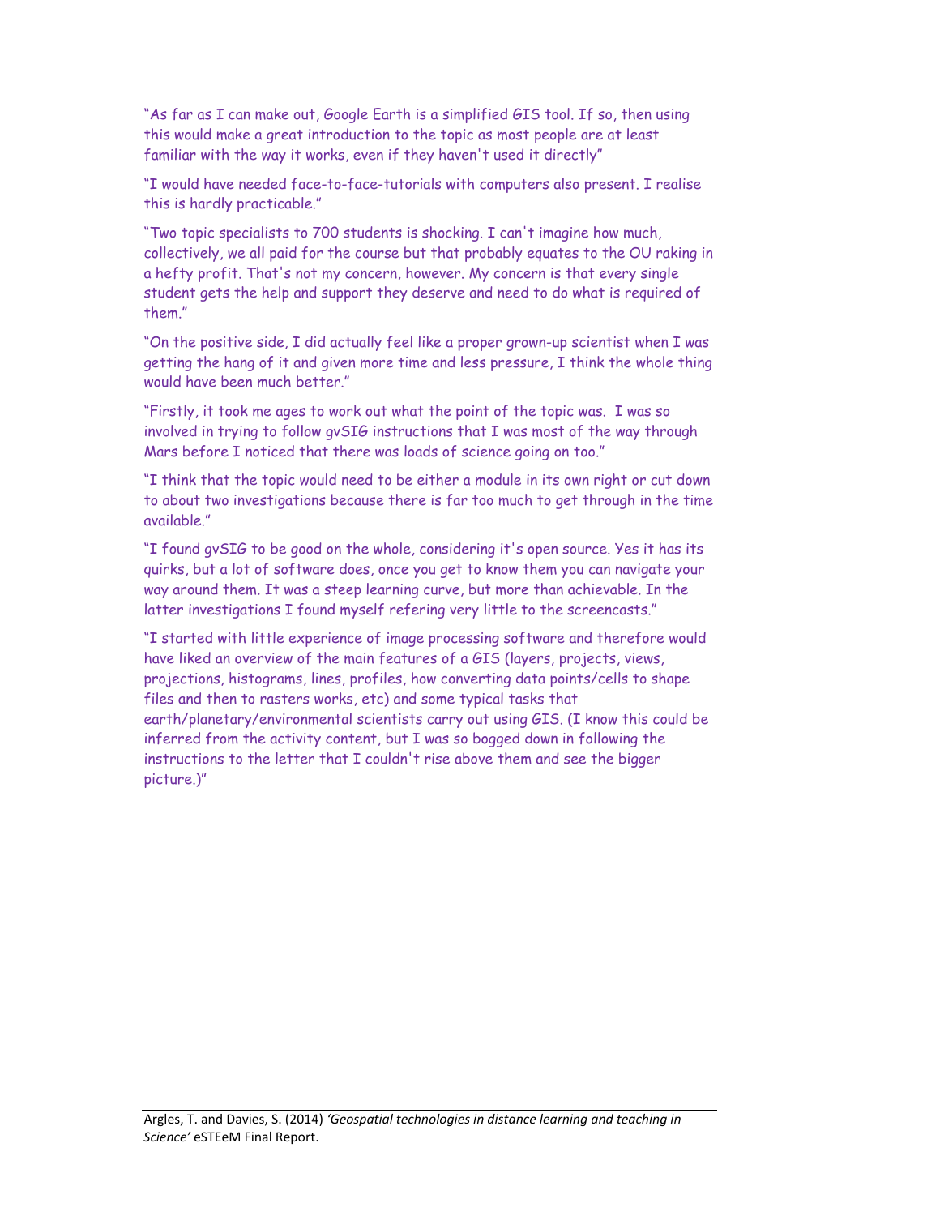"As far as I can make out, Google Earth is a simplified GIS tool. If so, then using this would make a great introduction to the topic as most people are at least familiar with the way it works, even if they haven't used it directly"

"I would have needed face-to-face-tutorials with computers also present. I realise this is hardly practicable."

"Two topic specialists to 700 students is shocking. I can't imagine how much, collectively, we all paid for the course but that probably equates to the OU raking in a hefty profit. That's not my concern, however. My concern is that every single student gets the help and support they deserve and need to do what is required of them."

"On the positive side, I did actually feel like a proper grown-up scientist when I was getting the hang of it and given more time and less pressure, I think the whole thing would have been much better."

"Firstly, it took me ages to work out what the point of the topic was.  I was so involved in trying to follow gvSIG instructions that I was most of the way through Mars before I noticed that there was loads of science going on too."

"I think that the topic would need to be either a module in its own right or cut down to about two investigations because there is far too much to get through in the time available."

"I found gvSIG to be good on the whole, considering it's open source. Yes it has its quirks, but a lot of software does, once you get to know them you can navigate your way around them. It was a steep learning curve, but more than achievable. In the latter investigations I found myself refering very little to the screencasts."

"I started with little experience of image processing software and therefore would have liked an overview of the main features of a GIS (layers, projects, views, projections, histograms, lines, profiles, how converting data points/cells to shape files and then to rasters works, etc) and some typical tasks that earth/planetary/environmental scientists carry out using GIS. (I know this could be inferred from the activity content, but I was so bogged down in following the instructions to the letter that I couldn't rise above them and see the bigger picture.)"